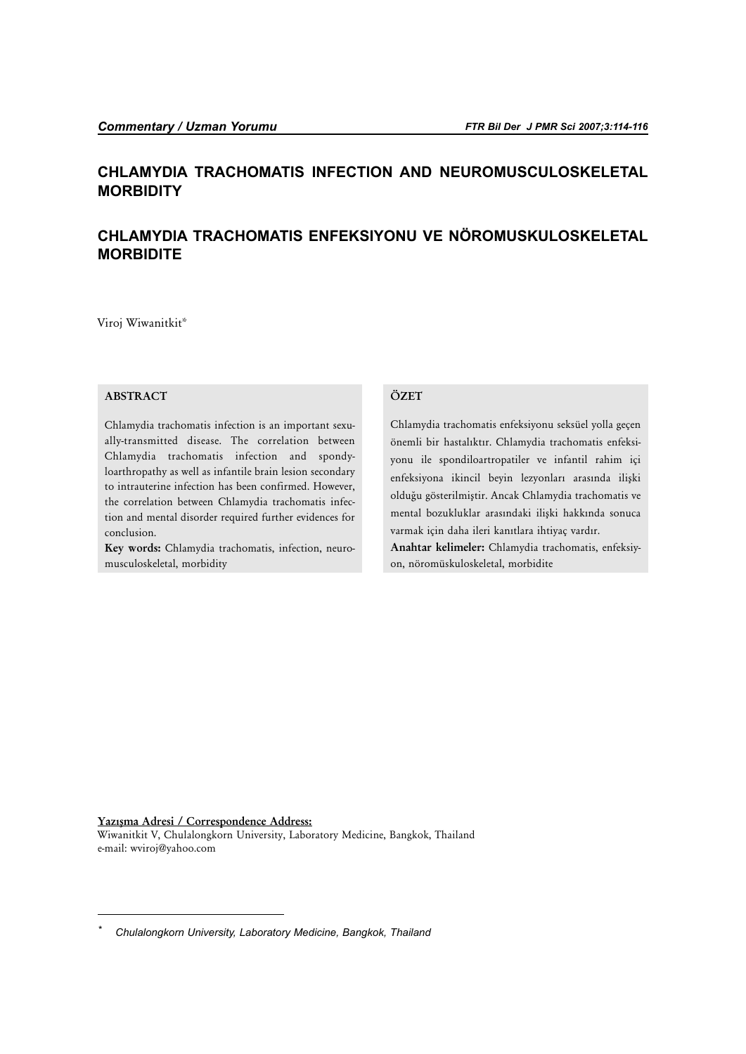Commentary / Uzman Yorumu

# CHLAMYDIA TRACHOMATIS INFECTION AND NEUROMUSCULOSKELETAL MORBIDITY

# CHLAMYDIA TRACHOMATIS ENFEKSIYONU VE NÖROMUSKULOSKELETAL MORBIDITE

Viroj Wiwanitkit*

## ABSTRACT

Chlamydia trachomatis infection is an important sexually-transmitted disease. The correlation between Chlamydia trachomatis infection and spondyloarthropathy as well as infantile brain lesion secondary to intrauterine infection has been confirmed. However, the correlation between Chlamydia trachomatis infection and mental disorder required further evidences for conclusion.

**Key words:** Chlamydia trachomatis, infection, neuromusculoskeletal, morbidity

## ÖZET

Chlamydia trachomatis enfeksiyonu seksüel yolla geçen önemli bir hastalıktır. Chlamydia trachomatis enfeksiyonu ile spondiloartropatiler ve infantil rahim içi enfeksiyona ikincil beyin lezyonları arasında ilişki olduğu gösterilmiştir. Ancak Chlamydia trachomatis ve mental bozukluklar arasındaki ilişki hakkında sonuca varmak için daha ileri kanıtlara ihtiyaç vardır.

**Anahtar kelimeler:** Chlamydia trachomatis, enfeksiyon, nöromüskuloskeletal, morbidite

**Yazışma Adresi / Correspondence Address:**
Wiwanitkit V, Chulalongkorn University, Laboratory Medicine, Bangkok, Thailand
e-mail: wviroj@yahoo.com

* Chulalongkorn University, Laboratory Medicine, Bangkok, Thailand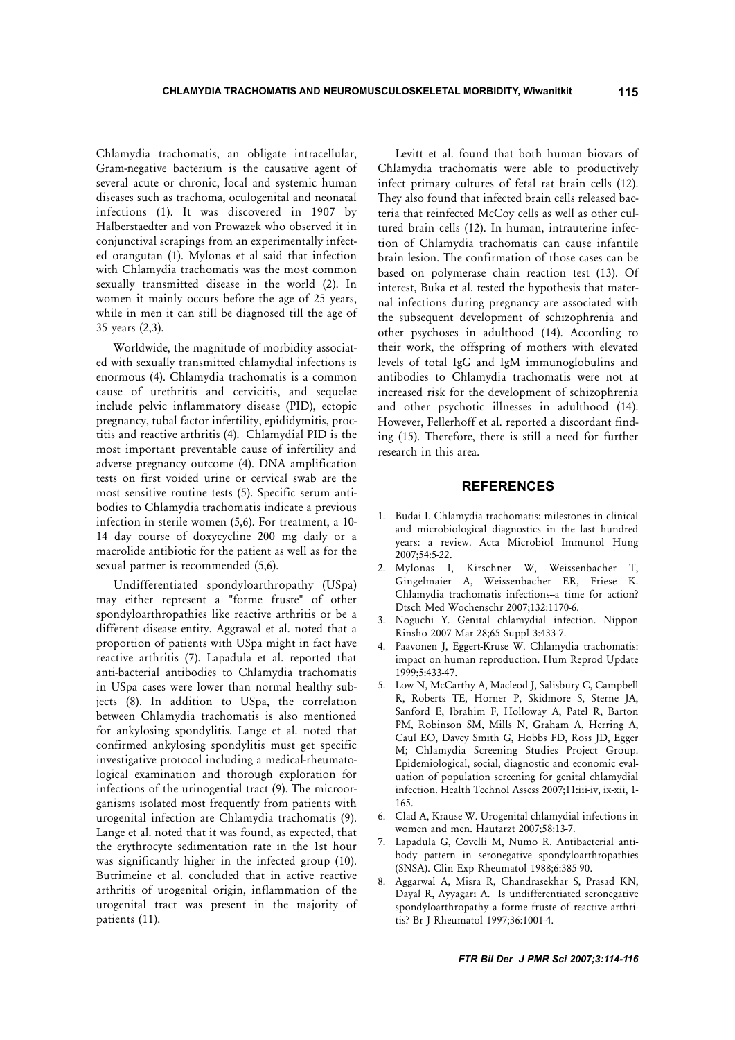Chlamydia trachomatis, an obligate intracellular, Gram-negative bacterium is the causative agent of several acute or chronic, local and systemic human diseases such as trachoma, oculogenital and neonatal infections (1). It was discovered in 1907 by Halberstaedter and von Prowazek who observed it in conjunctival scrapings from an experimentally infected orangutan (1). Mylonas et al said that infection with Chlamydia trachomatis was the most common sexually transmitted disease in the world (2). In women it mainly occurs before the age of 25 years, while in men it can still be diagnosed till the age of 35 years (2,3).

Worldwide, the magnitude of morbidity associated with sexually transmitted chlamydial infections is enormous (4). Chlamydia trachomatis is a common cause of urethritis and cervicitis, and sequelae include pelvic inflammatory disease (PID), ectopic pregnancy, tubal factor infertility, epididymitis, proctitis and reactive arthritis (4). Chlamydial PID is the most important preventable cause of infertility and adverse pregnancy outcome (4). DNA amplification tests on first voided urine or cervical swab are the most sensitive routine tests (5). Specific serum antibodies to Chlamydia trachomatis indicate a previous infection in sterile women (5,6). For treatment, a 10-14 day course of doxycycline 200 mg daily or a macrolide antibiotic for the patient as well as for the sexual partner is recommended (5,6).

Undifferentiated spondyloarthropathy (USpa) may either represent a "forme fruste" of other spondyloarthropathies like reactive arthritis or be a different disease entity. Aggrawal et al. noted that a proportion of patients with USpa might in fact have reactive arthritis (7). Lapadula et al. reported that anti-bacterial antibodies to Chlamydia trachomatis in USpa cases were lower than normal healthy subjects (8). In addition to USpa, the correlation between Chlamydia trachomatis is also mentioned for ankylosing spondylitis. Lange et al. noted that confirmed ankylosing spondylitis must get specific investigative protocol including a medical-rheumatological examination and thorough exploration for infections of the urinogential tract (9). The microorganisms isolated most frequently from patients with urogenital infection are Chlamydia trachomatis (9). Lange et al. noted that it was found, as expected, that the erythrocyte sedimentation rate in the 1st hour was significantly higher in the infected group (10). Butrimeine et al. concluded that in active reactive arthritis of urogenital origin, inflammation of the urogenital tract was present in the majority of patients (11).

Levitt et al. found that both human biovars of Chlamydia trachomatis were able to productively infect primary cultures of fetal rat brain cells (12). They also found that infected brain cells released bacteria that reinfected McCoy cells as well as other cultured brain cells (12). In human, intrauterine infection of Chlamydia trachomatis can cause infantile brain lesion. The confirmation of those cases can be based on polymerase chain reaction test (13). Of interest, Buka et al. tested the hypothesis that maternal infections during pregnancy are associated with the subsequent development of schizophrenia and other psychoses in adulthood (14). According to their work, the offspring of mothers with elevated levels of total IgG and IgM immunoglobulins and antibodies to Chlamydia trachomatis were not at increased risk for the development of schizophrenia and other psychotic illnesses in adulthood (14). However, Fellerhoff et al. reported a discordant finding (15). Therefore, there is still a need for further research in this area.

## REFERENCES

1. Budai I. Chlamydia trachomatis: milestones in clinical and microbiological diagnostics in the last hundred years: a review. Acta Microbiol Immunol Hung 2007;54:5-22.
2. Mylonas I, Kirschner W, Weissenbacher T, Gingelmaier A, Weissenbacher ER, Friese K. Chlamydia trachomatis infections–a time for action? Dtsch Med Wochenschr 2007;132:1170-6.
3. Noguchi Y. Genital chlamydial infection. Nippon Rinsho 2007 Mar 28;65 Suppl 3:433-7.
4. Paavonen J, Eggert-Kruse W. Chlamydia trachomatis: impact on human reproduction. Hum Reprod Update 1999;5:433-47.
5. Low N, McCarthy A, Macleod J, Salisbury C, Campbell R, Roberts TE, Horner P, Skidmore S, Sterne JA, Sanford E, Ibrahim F, Holloway A, Patel R, Barton PM, Robinson SM, Mills N, Graham A, Herring A, Caul EO, Davey Smith G, Hobbs FD, Ross JD, Egger M; Chlamydia Screening Studies Project Group. Epidemiological, social, diagnostic and economic evaluation of population screening for genital chlamydial infection. Health Technol Assess 2007;11:iii-iv, ix-xii, 1-165.
6. Clad A, Krause W. Urogenital chlamydial infections in women and men. Hautarzt 2007;58:13-7.
7. Lapadula G, Covelli M, Numo R. Antibacterial antibody pattern in seronegative spondyloarthropathies (SNSA). Clin Exp Rheumatol 1988;6:385-90.
8. Aggarwal A, Misra R, Chandrasekhar S, Prasad KN, Dayal R, Ayyagari A. Is undifferentiated seronegative spondyloarthropathy a forme fruste of reactive arthritis? Br J Rheumatol 1997;36:1001-4.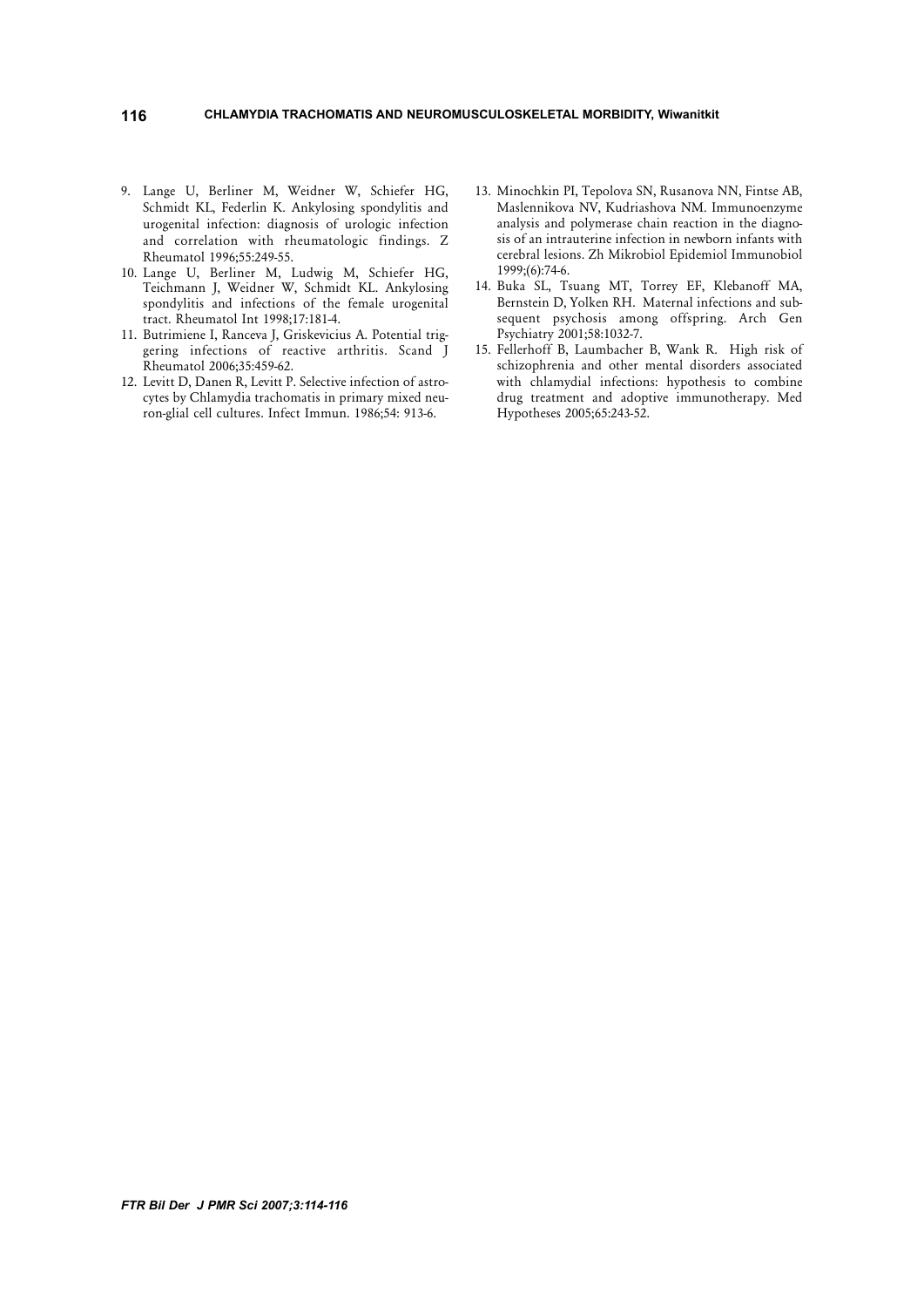9. Lange U, Berliner M, Weidner W, Schiefer HG, Schmidt KL, Federlin K. Ankylosing spondylitis and urogenital infection: diagnosis of urologic infection and correlation with rheumatologic findings. Z Rheumatol 1996;55:249-55.
10. Lange U, Berliner M, Ludwig M, Schiefer HG, Teichmann J, Weidner W, Schmidt KL. Ankylosing spondylitis and infections of the female urogenital tract. Rheumatol Int 1998;17:181-4.
11. Butrimiene I, Ranceva J, Griskevicius A. Potential triggering infections of reactive arthritis. Scand J Rheumatol 2006;35:459-62.
12. Levitt D, Danen R, Levitt P. Selective infection of astrocytes by Chlamydia trachomatis in primary mixed neuron-glial cell cultures. Infect Immun. 1986;54: 913-6.
13. Minochkin PI, Tepolova SN, Rusanova NN, Fintse AB, Maslennikova NV, Kudriashova NM. Immunoenzyme analysis and polymerase chain reaction in the diagnosis of an intrauterine infection in newborn infants with cerebral lesions. Zh Mikrobiol Epidemiol Immunobiol 1999;(6):74-6.
14. Buka SL, Tsuang MT, Torrey EF, Klebanoff MA, Bernstein D, Yolken RH. Maternal infections and subsequent psychosis among offspring. Arch Gen Psychiatry 2001;58:1032-7.
15. Fellerhoff B, Laumbacher B, Wank R. High risk of schizophrenia and other mental disorders associated with chlamydial infections: hypothesis to combine drug treatment and adoptive immunotherapy. Med Hypotheses 2005;65:243-52.